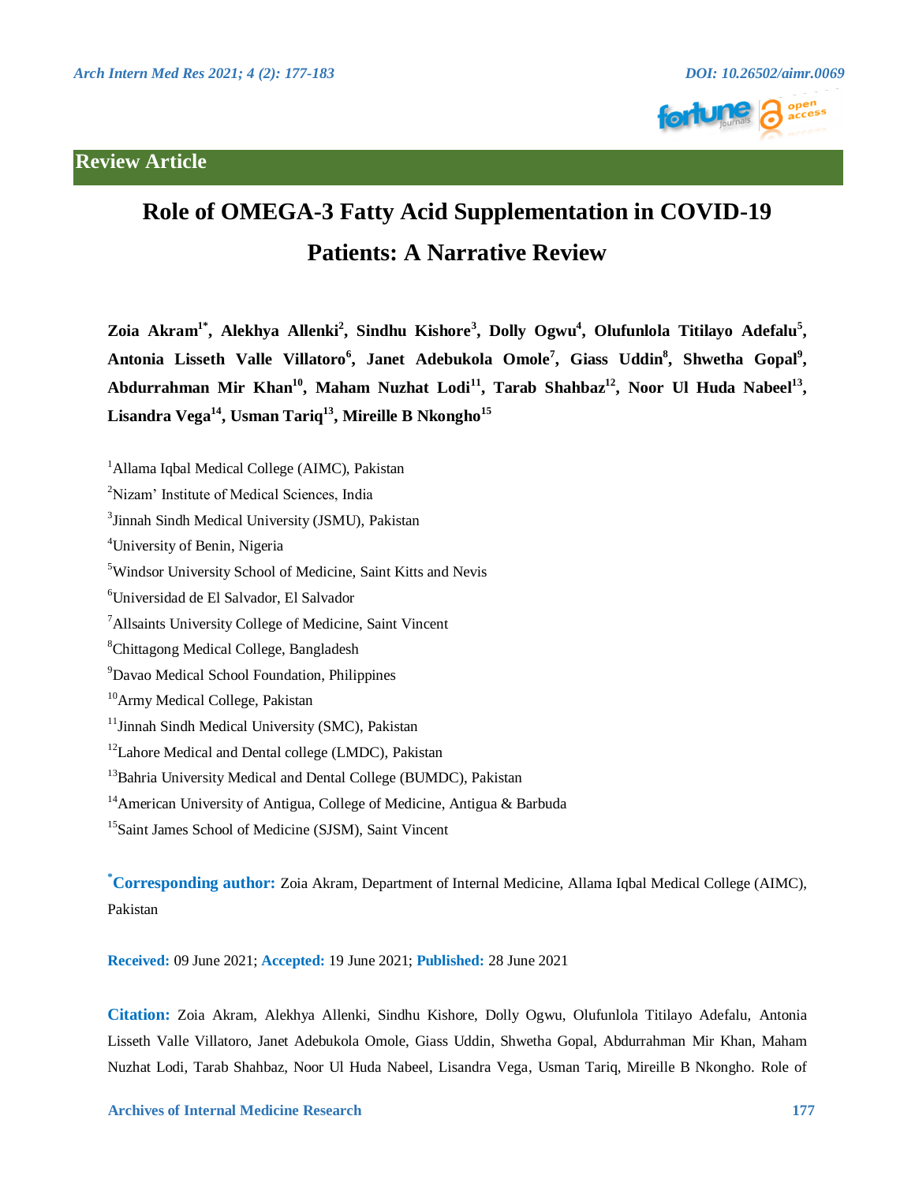**Review Article**

# Role of OMEGA-3 Fatty Acid Supplementation in COVID-19 Patients: A Narrative Review

**Zoia Akram[1*], Alekhya Allenki[2], Sindhu Kishore[3], Dolly Ogwu[4], Olufunlola Titilayo Adefalu[5], Antonia Lisseth Valle Villatoro[6], Janet Adebukola Omole[7], Giass Uddin[8], Shwetha Gopal[9], Abdurrahman Mir Khan[10], Maham Nuzhat Lodi[11], Tarab Shahbaz[12], Noor Ul Huda Nabeel[13], Lisandra Vega[14], Usman Tariq[13], Mireille B Nkongho[15]**

[1]Allama Iqbal Medical College (AIMC), Pakistan

[2]Nizam' Institute of Medical Sciences, India

[3]Jinnah Sindh Medical University (JSMU), Pakistan

[4]University of Benin, Nigeria

[5]Windsor University School of Medicine, Saint Kitts and Nevis

[6]Universidad de El Salvador, El Salvador

[7]Allsaints University College of Medicine, Saint Vincent

[8]Chittagong Medical College, Bangladesh

[9]Davao Medical School Foundation, Philippines

[10]Army Medical College, Pakistan

[11]Jinnah Sindh Medical University (SMC), Pakistan

[12]Lahore Medical and Dental college (LMDC), Pakistan

[13]Bahria University Medical and Dental College (BUMDC), Pakistan

[14]American University of Antigua, College of Medicine, Antigua & Barbuda

[15]Saint James School of Medicine (SJSM), Saint Vincent

**[*]Corresponding author:** Zoia Akram, Department of Internal Medicine, Allama Iqbal Medical College (AIMC), Pakistan

**Received:** 09 June 2021; **Accepted:** 19 June 2021; **Published:** 28 June 2021

**Citation:** Zoia Akram, Alekhya Allenki, Sindhu Kishore, Dolly Ogwu, Olufunlola Titilayo Adefalu, Antonia Lisseth Valle Villatoro, Janet Adebukola Omole, Giass Uddin, Shwetha Gopal, Abdurrahman Mir Khan, Maham Nuzhat Lodi, Tarab Shahbaz, Noor Ul Huda Nabeel, Lisandra Vega, Usman Tariq, Mireille B Nkongho. Role of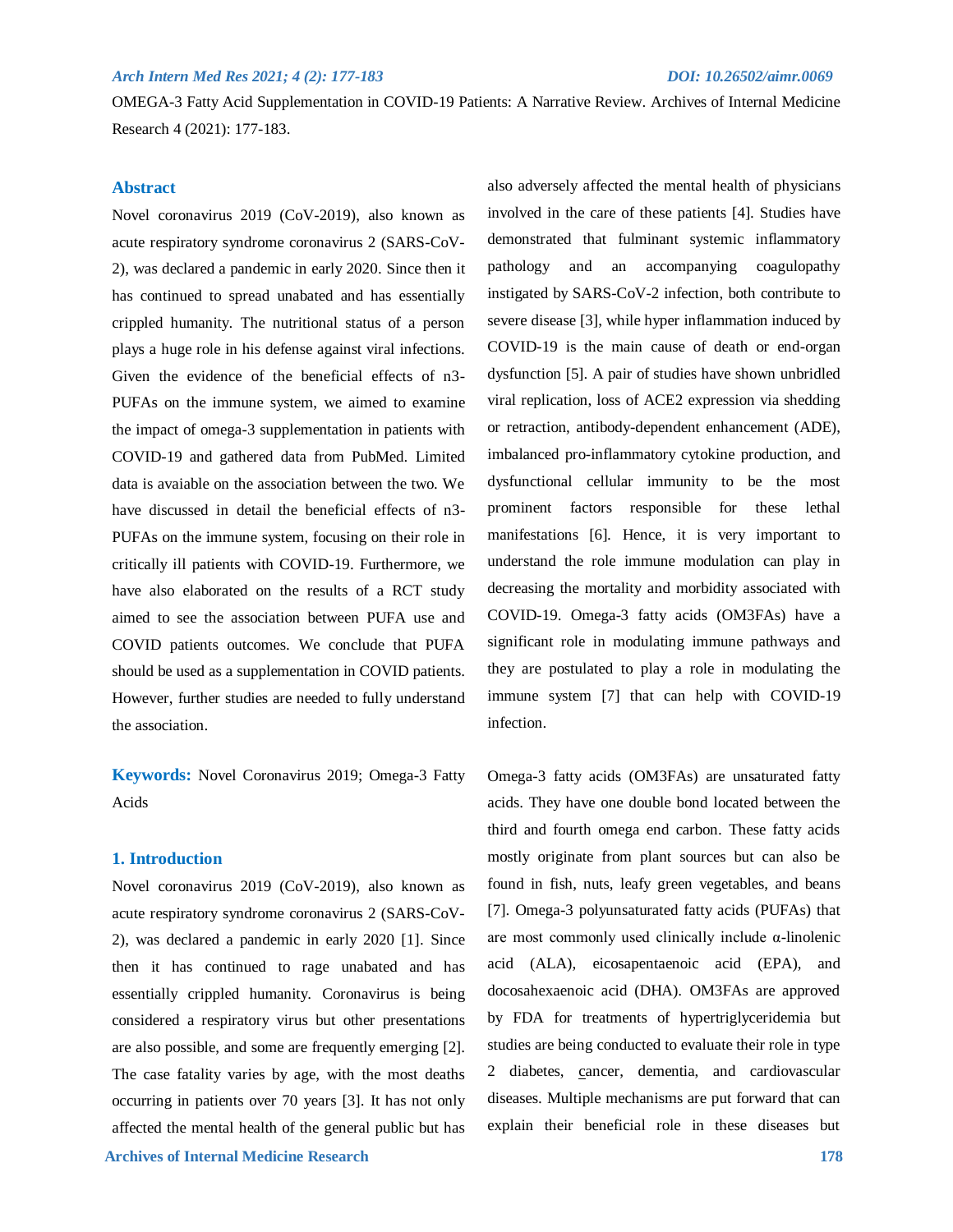OMEGA-3 Fatty Acid Supplementation in COVID-19 Patients: A Narrative Review. Archives of Internal Medicine Research 4 (2021): 177-183.

## Abstract

Novel coronavirus 2019 (CoV-2019), also known as acute respiratory syndrome coronavirus 2 (SARS-CoV-2), was declared a pandemic in early 2020. Since then it has continued to spread unabated and has essentially crippled humanity. The nutritional status of a person plays a huge role in his defense against viral infections. Given the evidence of the beneficial effects of n3-PUFAs on the immune system, we aimed to examine the impact of omega-3 supplementation in patients with COVID-19 and gathered data from PubMed. Limited data is avaiable on the association between the two. We have discussed in detail the beneficial effects of n3-PUFAs on the immune system, focusing on their role in critically ill patients with COVID-19. Furthermore, we have also elaborated on the results of a RCT study aimed to see the association between PUFA use and COVID patients outcomes. We conclude that PUFA should be used as a supplementation in COVID patients. However, further studies are needed to fully understand the association.

**Keywords:** Novel Coronavirus 2019; Omega-3 Fatty Acids

## 1. Introduction

Novel coronavirus 2019 (CoV-2019), also known as acute respiratory syndrome coronavirus 2 (SARS-CoV-2), was declared a pandemic in early 2020 [1]. Since then it has continued to rage unabated and has essentially crippled humanity. Coronavirus is being considered a respiratory virus but other presentations are also possible, and some are frequently emerging [2]. The case fatality varies by age, with the most deaths occurring in patients over 70 years [3]. It has not only affected the mental health of the general public but has also adversely affected the mental health of physicians involved in the care of these patients [4]. Studies have demonstrated that fulminant systemic inflammatory pathology and an accompanying coagulopathy instigated by SARS-CoV-2 infection, both contribute to severe disease [3], while hyper inflammation induced by COVID-19 is the main cause of death or end-organ dysfunction [5]. A pair of studies have shown unbridled viral replication, loss of ACE2 expression via shedding or retraction, antibody-dependent enhancement (ADE), imbalanced pro-inflammatory cytokine production, and dysfunctional cellular immunity to be the most prominent factors responsible for these lethal manifestations [6]. Hence, it is very important to understand the role immune modulation can play in decreasing the mortality and morbidity associated with COVID-19. Omega-3 fatty acids (OM3FAs) have a significant role in modulating immune pathways and they are postulated to play a role in modulating the immune system [7] that can help with COVID-19 infection.

Omega-3 fatty acids (OM3FAs) are unsaturated fatty acids. They have one double bond located between the third and fourth omega end carbon. These fatty acids mostly originate from plant sources but can also be found in fish, nuts, leafy green vegetables, and beans [7]. Omega-3 polyunsaturated fatty acids (PUFAs) that are most commonly used clinically include α-linolenic acid (ALA), eicosapentaenoic acid (EPA), and docosahexaenoic acid (DHA). OM3FAs are approved by FDA for treatments of hypertriglyceridemia but studies are being conducted to evaluate their role in type 2 diabetes, cancer, dementia, and cardiovascular diseases. Multiple mechanisms are put forward that can explain their beneficial role in these diseases but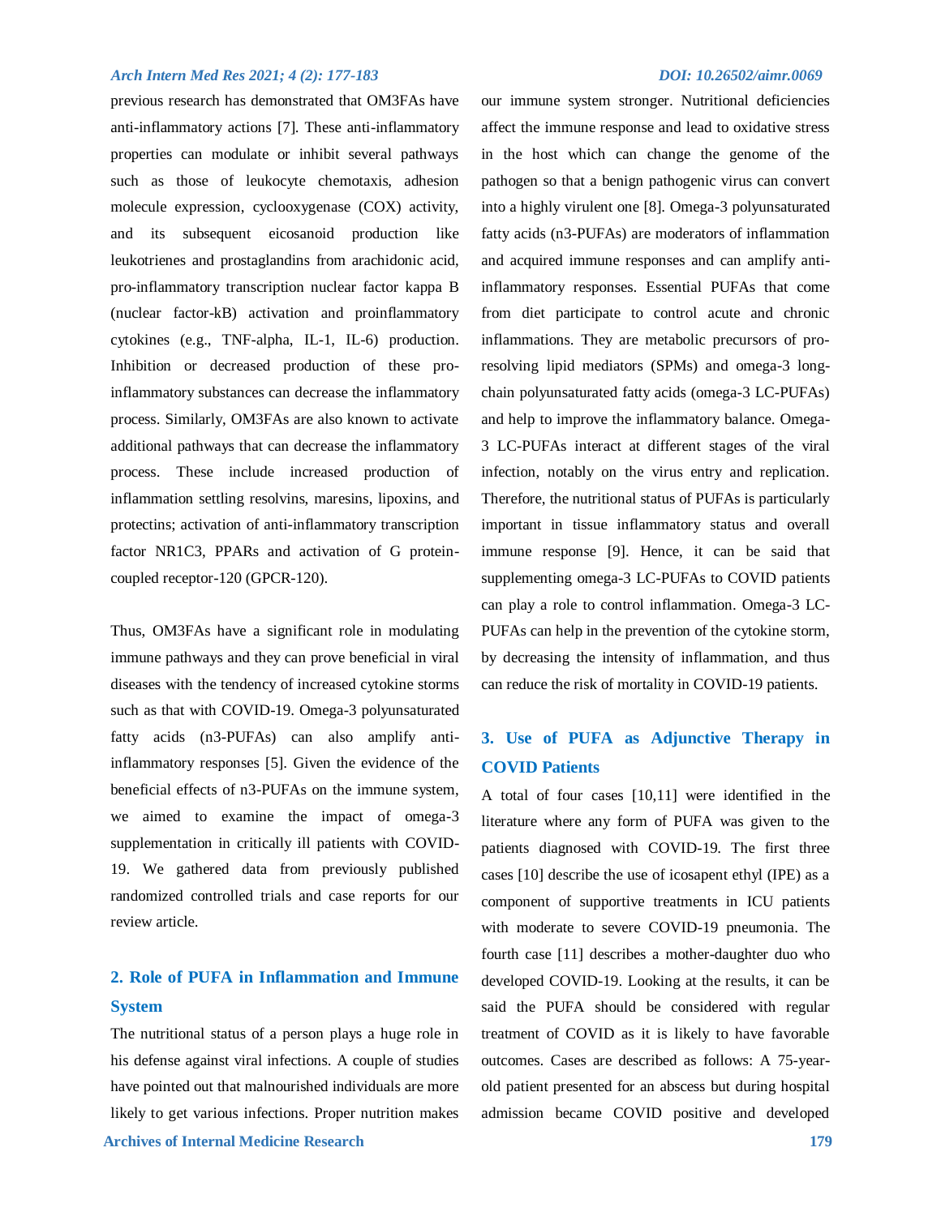previous research has demonstrated that OM3FAs have anti-inflammatory actions [7]. These anti-inflammatory properties can modulate or inhibit several pathways such as those of leukocyte chemotaxis, adhesion molecule expression, cyclooxygenase (COX) activity, and its subsequent eicosanoid production like leukotrienes and prostaglandins from arachidonic acid, pro-inflammatory transcription nuclear factor kappa B (nuclear factor-kB) activation and proinflammatory cytokines (e.g., TNF-alpha, IL-1, IL-6) production. Inhibition or decreased production of these pro-inflammatory substances can decrease the inflammatory process. Similarly, OM3FAs are also known to activate additional pathways that can decrease the inflammatory process. These include increased production of inflammation settling resolvins, maresins, lipoxins, and protectins; activation of anti-inflammatory transcription factor NR1C3, PPARs and activation of G protein-coupled receptor-120 (GPCR-120).

Thus, OM3FAs have a significant role in modulating immune pathways and they can prove beneficial in viral diseases with the tendency of increased cytokine storms such as that with COVID-19. Omega-3 polyunsaturated fatty acids (n3-PUFAs) can also amplify anti-inflammatory responses [5]. Given the evidence of the beneficial effects of n3-PUFAs on the immune system, we aimed to examine the impact of omega-3 supplementation in critically ill patients with COVID-19. We gathered data from previously published randomized controlled trials and case reports for our review article.

## 2. Role of PUFA in Inflammation and Immune System

The nutritional status of a person plays a huge role in his defense against viral infections. A couple of studies have pointed out that malnourished individuals are more likely to get various infections. Proper nutrition makes our immune system stronger. Nutritional deficiencies affect the immune response and lead to oxidative stress in the host which can change the genome of the pathogen so that a benign pathogenic virus can convert into a highly virulent one [8]. Omega-3 polyunsaturated fatty acids (n3-PUFAs) are moderators of inflammation and acquired immune responses and can amplify anti-inflammatory responses. Essential PUFAs that come from diet participate to control acute and chronic inflammations. They are metabolic precursors of pro-resolving lipid mediators (SPMs) and omega-3 long-chain polyunsaturated fatty acids (omega-3 LC-PUFAs) and help to improve the inflammatory balance. Omega-3 LC-PUFAs interact at different stages of the viral infection, notably on the virus entry and replication. Therefore, the nutritional status of PUFAs is particularly important in tissue inflammatory status and overall immune response [9]. Hence, it can be said that supplementing omega-3 LC-PUFAs to COVID patients can play a role to control inflammation. Omega-3 LC-PUFAs can help in the prevention of the cytokine storm, by decreasing the intensity of inflammation, and thus can reduce the risk of mortality in COVID-19 patients.

## 3. Use of PUFA as Adjunctive Therapy in COVID Patients

A total of four cases [10,11] were identified in the literature where any form of PUFA was given to the patients diagnosed with COVID-19. The first three cases [10] describe the use of icosapent ethyl (IPE) as a component of supportive treatments in ICU patients with moderate to severe COVID-19 pneumonia. The fourth case [11] describes a mother-daughter duo who developed COVID-19. Looking at the results, it can be said the PUFA should be considered with regular treatment of COVID as it is likely to have favorable outcomes. Cases are described as follows: A 75-year-old patient presented for an abscess but during hospital admission became COVID positive and developed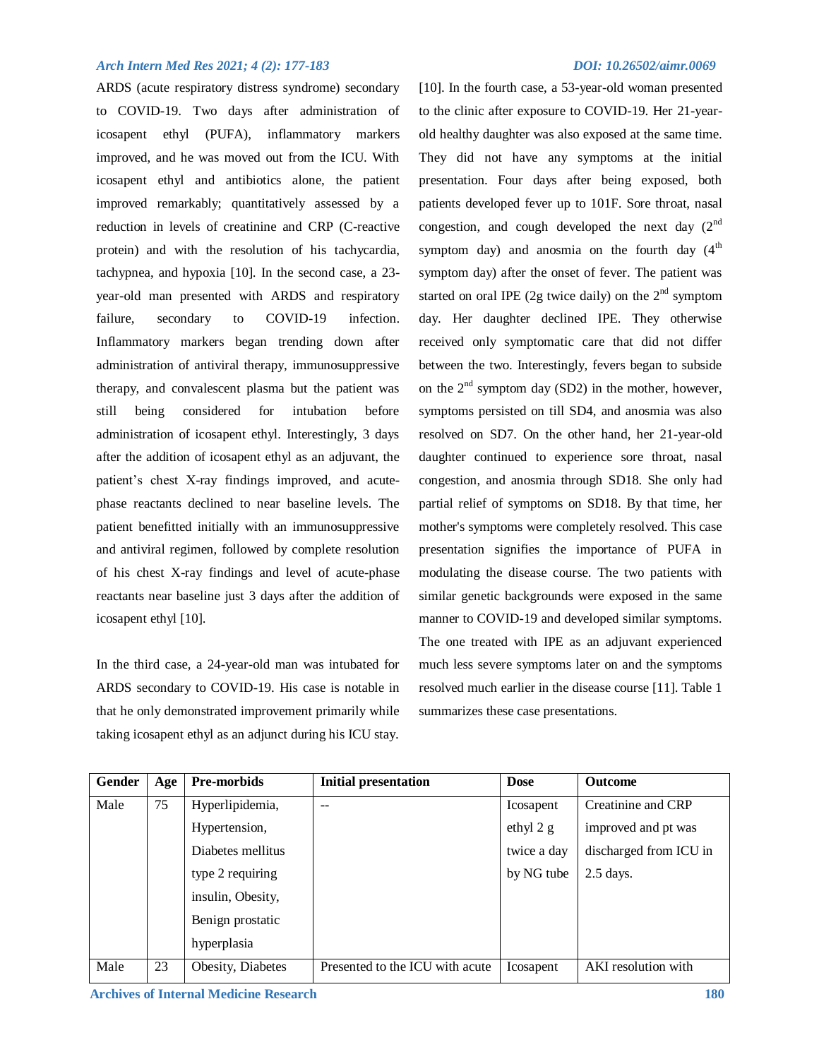ARDS (acute respiratory distress syndrome) secondary to COVID-19. Two days after administration of icosapent ethyl (PUFA), inflammatory markers improved, and he was moved out from the ICU. With icosapent ethyl and antibiotics alone, the patient improved remarkably; quantitatively assessed by a reduction in levels of creatinine and CRP (C-reactive protein) and with the resolution of his tachycardia, tachypnea, and hypoxia [10]. In the second case, a 23-year-old man presented with ARDS and respiratory failure, secondary to COVID-19 infection. Inflammatory markers began trending down after administration of antiviral therapy, immunosuppressive therapy, and convalescent plasma but the patient was still being considered for intubation before administration of icosapent ethyl. Interestingly, 3 days after the addition of icosapent ethyl as an adjuvant, the patient's chest X-ray findings improved, and acute-phase reactants declined to near baseline levels. The patient benefitted initially with an immunosuppressive and antiviral regimen, followed by complete resolution of his chest X-ray findings and level of acute-phase reactants near baseline just 3 days after the addition of icosapent ethyl [10].

In the third case, a 24-year-old man was intubated for ARDS secondary to COVID-19. His case is notable in that he only demonstrated improvement primarily while taking icosapent ethyl as an adjunct during his ICU stay. [10]. In the fourth case, a 53-year-old woman presented to the clinic after exposure to COVID-19. Her 21-year-old healthy daughter was also exposed at the same time. They did not have any symptoms at the initial presentation. Four days after being exposed, both patients developed fever up to 101F. Sore throat, nasal congestion, and cough developed the next day (2nd symptom day) and anosmia on the fourth day (4th symptom day) after the onset of fever. The patient was started on oral IPE (2g twice daily) on the 2nd symptom day. Her daughter declined IPE. They otherwise received only symptomatic care that did not differ between the two. Interestingly, fevers began to subside on the 2nd symptom day (SD2) in the mother, however, symptoms persisted on till SD4, and anosmia was also resolved on SD7. On the other hand, her 21-year-old daughter continued to experience sore throat, nasal congestion, and anosmia through SD18. She only had partial relief of symptoms on SD18. By that time, her mother's symptoms were completely resolved. This case presentation signifies the importance of PUFA in modulating the disease course. The two patients with similar genetic backgrounds were exposed in the same manner to COVID-19 and developed similar symptoms. The one treated with IPE as an adjuvant experienced much less severe symptoms later on and the symptoms resolved much earlier in the disease course [11]. Table 1 summarizes these case presentations.

| Gender | Age | Pre-morbids | Initial presentation | Dose | Outcome |
|---|---|---|---|---|---|
| Male | 75 | Hyperlipidemia, Hypertension, Diabetes mellitus type 2 requiring insulin, Obesity, Benign prostatic hyperplasia | -- | Icosapent ethyl 2 g twice a day by NG tube | Creatinine and CRP improved and pt was discharged from ICU in 2.5 days. |
| Male | 23 | Obesity, Diabetes | Presented to the ICU with acute | Icosapent | AKI resolution with |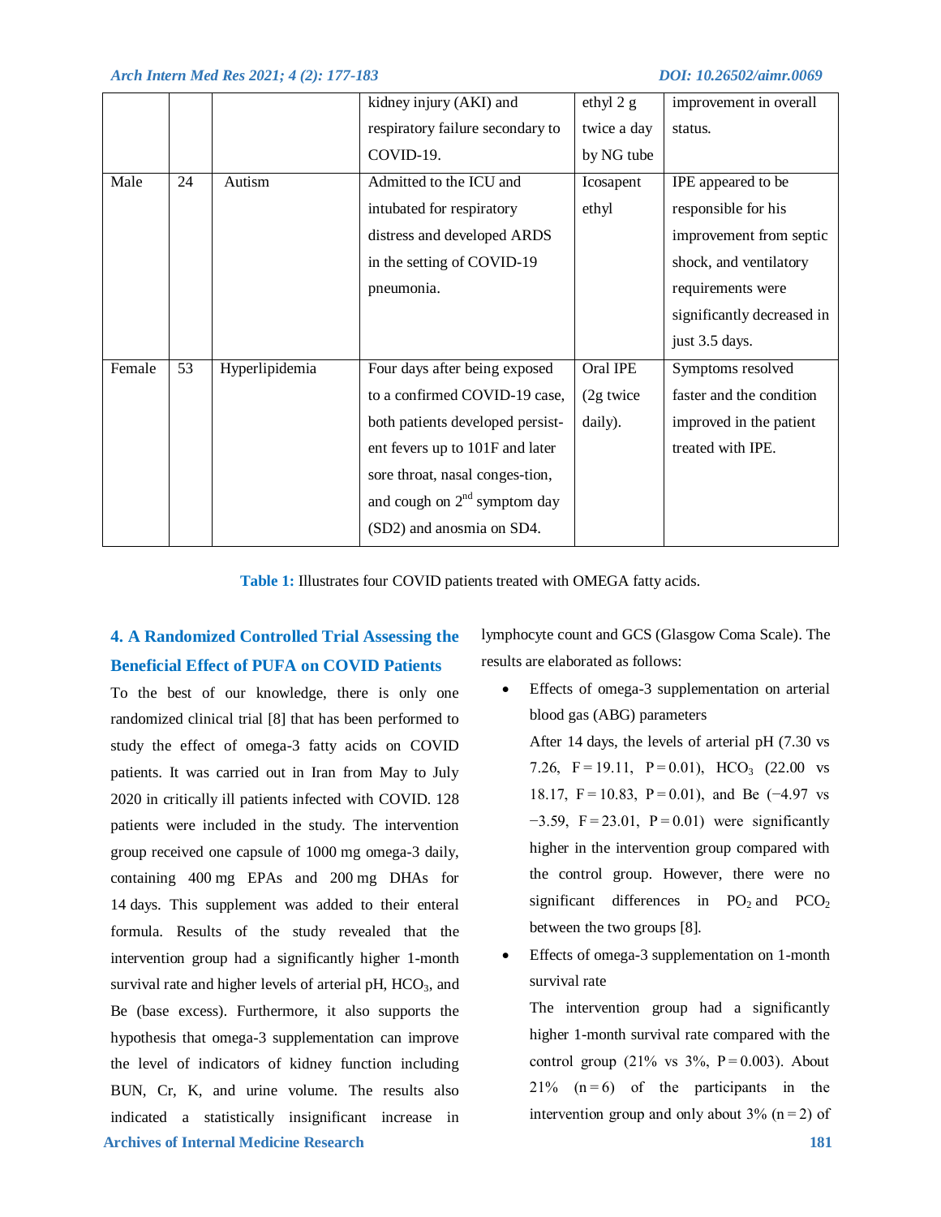| | | | kidney injury (AKI) and respiratory failure secondary to COVID-19. | ethyl 2 g twice a day by NG tube | improvement in overall status. |
|---|---|---|---|---|---|
| Male | 24 | Autism | Admitted to the ICU and intubated for respiratory distress and developed ARDS in the setting of COVID-19 pneumonia. | Icosapent ethyl | IPE appeared to be responsible for his improvement from septic shock, and ventilatory requirements were significantly decreased in just 3.5 days. |
| Female | 53 | Hyperlipidemia | Four days after being exposed to a confirmed COVID-19 case, both patients developed persist-ent fevers up to 101F and later sore throat, nasal conges-tion, and cough on 2nd symptom day (SD2) and anosmia on SD4. | Oral IPE (2g twice daily). | Symptoms resolved faster and the condition improved in the patient treated with IPE. |

**Table 1:** Illustrates four COVID patients treated with OMEGA fatty acids.

## 4. A Randomized Controlled Trial Assessing the Beneficial Effect of PUFA on COVID Patients

To the best of our knowledge, there is only one randomized clinical trial [8] that has been performed to study the effect of omega-3 fatty acids on COVID patients. It was carried out in Iran from May to July 2020 in critically ill patients infected with COVID. 128 patients were included in the study. The intervention group received one capsule of 1000 mg omega-3 daily, containing 400 mg EPAs and 200 mg DHAs for 14 days. This supplement was added to their enteral formula. Results of the study revealed that the intervention group had a significantly higher 1-month survival rate and higher levels of arterial pH, $HCO_3$, and Be (base excess). Furthermore, it also supports the hypothesis that omega-3 supplementation can improve the level of indicators of kidney function including BUN, Cr, K, and urine volume. The results also indicated a statistically insignificant increase in lymphocyte count and GCS (Glasgow Coma Scale). The results are elaborated as follows:

- Effects of omega-3 supplementation on arterial blood gas (ABG) parameters

  After 14 days, the levels of arterial pH (7.30 vs 7.26, $F = 19.11$, $P = 0.01$), $HCO_3$ (22.00 vs 18.17, $F = 10.83$, $P = 0.01$), and Be (−4.97 vs −3.59, $F = 23.01$, $P = 0.01$) were significantly higher in the intervention group compared with the control group. However, there were no significant differences in $PO_2$ and $PCO_2$ between the two groups [8].

- Effects of omega-3 supplementation on 1-month survival rate

  The intervention group had a significantly higher 1-month survival rate compared with the control group (21% vs 3%, $P = 0.003$). About 21% ($n = 6$) of the participants in the intervention group and only about 3% ($n = 2$) of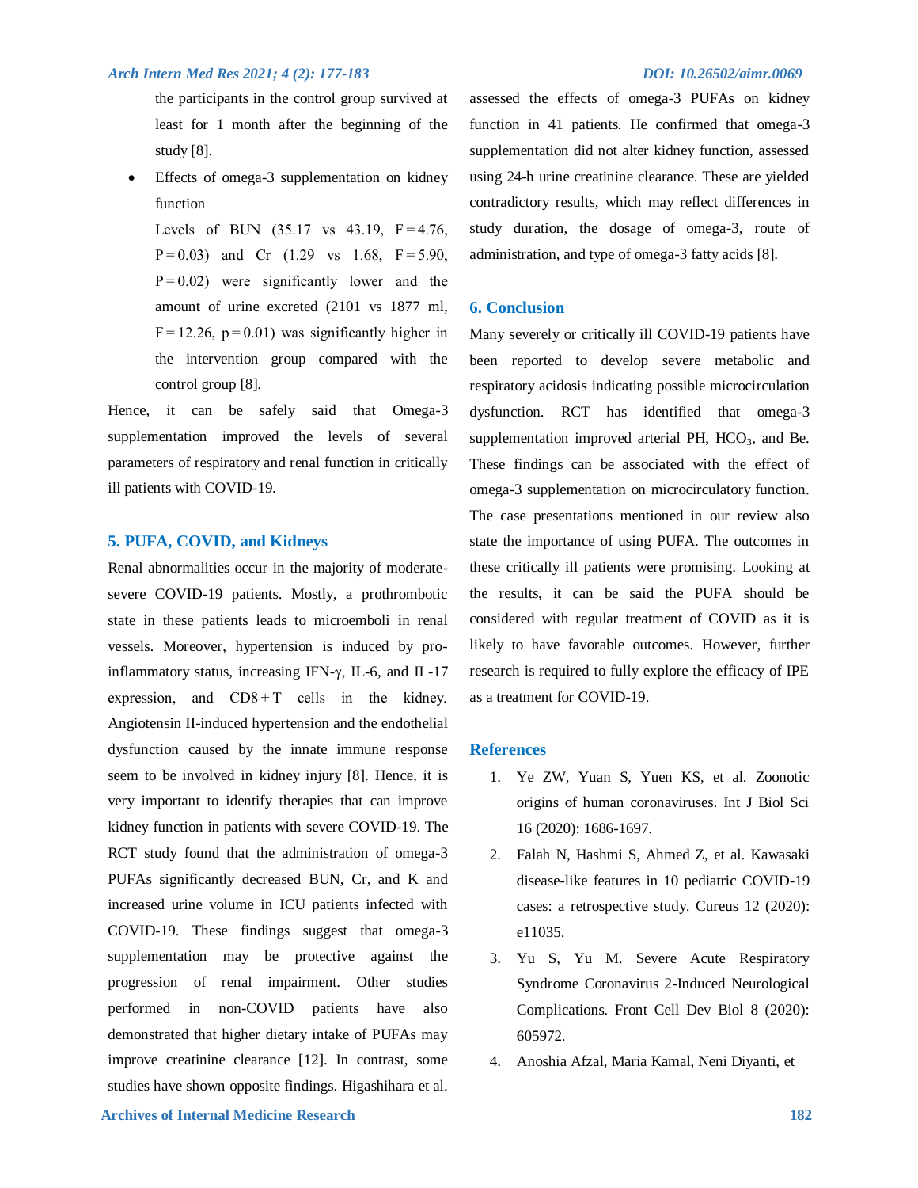the participants in the control group survived at least for 1 month after the beginning of the study [8].

- Effects of omega-3 supplementation on kidney function

  Levels of BUN (35.17 vs 43.19, $F = 4.76$, $P = 0.03$) and Cr (1.29 vs 1.68, $F = 5.90$, $P = 0.02$) were significantly lower and the amount of urine excreted (2101 vs 1877 ml, $F = 12.26$, $p = 0.01$) was significantly higher in the intervention group compared with the control group [8].

Hence, it can be safely said that Omega-3 supplementation improved the levels of several parameters of respiratory and renal function in critically ill patients with COVID-19.

## 5. PUFA, COVID, and Kidneys

Renal abnormalities occur in the majority of moderate-severe COVID-19 patients. Mostly, a prothrombotic state in these patients leads to microemboli in renal vessels. Moreover, hypertension is induced by pro-inflammatory status, increasing IFN-γ, IL-6, and IL-17 expression, and CD8 + T cells in the kidney. Angiotensin II-induced hypertension and the endothelial dysfunction caused by the innate immune response seem to be involved in kidney injury [8]. Hence, it is very important to identify therapies that can improve kidney function in patients with severe COVID-19. The RCT study found that the administration of omega-3 PUFAs significantly decreased BUN, Cr, and K and increased urine volume in ICU patients infected with COVID-19. These findings suggest that omega-3 supplementation may be protective against the progression of renal impairment. Other studies performed in non-COVID patients have also demonstrated that higher dietary intake of PUFAs may improve creatinine clearance [12]. In contrast, some studies have shown opposite findings. Higashihara et al. assessed the effects of omega-3 PUFAs on kidney function in 41 patients. He confirmed that omega-3 supplementation did not alter kidney function, assessed using 24-h urine creatinine clearance. These are yielded contradictory results, which may reflect differences in study duration, the dosage of omega-3, route of administration, and type of omega-3 fatty acids [8].

## 6. Conclusion

Many severely or critically ill COVID-19 patients have been reported to develop severe metabolic and respiratory acidosis indicating possible microcirculation dysfunction. RCT has identified that omega-3 supplementation improved arterial PH, $HCO_3$, and Be. These findings can be associated with the effect of omega-3 supplementation on microcirculatory function. The case presentations mentioned in our review also state the importance of using PUFA. The outcomes in these critically ill patients were promising. Looking at the results, it can be said the PUFA should be considered with regular treatment of COVID as it is likely to have favorable outcomes. However, further research is required to fully explore the efficacy of IPE as a treatment for COVID-19.

## References

1. Ye ZW, Yuan S, Yuen KS, et al. Zoonotic origins of human coronaviruses. Int J Biol Sci 16 (2020): 1686-1697.
2. Falah N, Hashmi S, Ahmed Z, et al. Kawasaki disease-like features in 10 pediatric COVID-19 cases: a retrospective study. Cureus 12 (2020): e11035.
3. Yu S, Yu M. Severe Acute Respiratory Syndrome Coronavirus 2-Induced Neurological Complications. Front Cell Dev Biol 8 (2020): 605972.
4. Anoshia Afzal, Maria Kamal, Neni Diyanti, et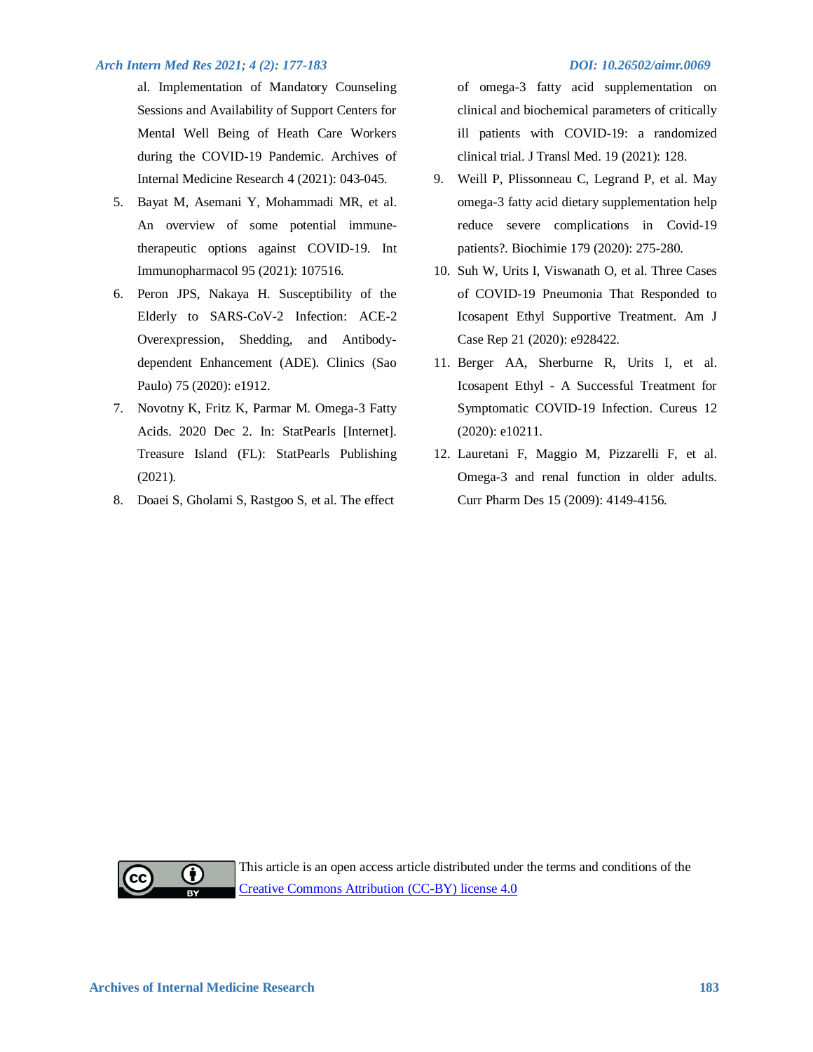al. Implementation of Mandatory Counseling Sessions and Availability of Support Centers for Mental Well Being of Heath Care Workers during the COVID-19 Pandemic. Archives of Internal Medicine Research 4 (2021): 043-045.

5. Bayat M, Asemani Y, Mohammadi MR, et al. An overview of some potential immune-therapeutic options against COVID-19. Int Immunopharmacol 95 (2021): 107516.
6. Peron JPS, Nakaya H. Susceptibility of the Elderly to SARS-CoV-2 Infection: ACE-2 Overexpression, Shedding, and Antibody-dependent Enhancement (ADE). Clinics (Sao Paulo) 75 (2020): e1912.
7. Novotny K, Fritz K, Parmar M. Omega-3 Fatty Acids. 2020 Dec 2. In: StatPearls [Internet]. Treasure Island (FL): StatPearls Publishing (2021).
8. Doaei S, Gholami S, Rastgoo S, et al. The effect of omega-3 fatty acid supplementation on clinical and biochemical parameters of critically ill patients with COVID-19: a randomized clinical trial. J Transl Med. 19 (2021): 128.
9. Weill P, Plissonneau C, Legrand P, et al. May omega-3 fatty acid dietary supplementation help reduce severe complications in Covid-19 patients?. Biochimie 179 (2020): 275-280.
10. Suh W, Urits I, Viswanath O, et al. Three Cases of COVID-19 Pneumonia That Responded to Icosapent Ethyl Supportive Treatment. Am J Case Rep 21 (2020): e928422.
11. Berger AA, Sherburne R, Urits I, et al. Icosapent Ethyl - A Successful Treatment for Symptomatic COVID-19 Infection. Cureus 12 (2020): e10211.
12. Lauretani F, Maggio M, Pizzarelli F, et al. Omega-3 and renal function in older adults. Curr Pharm Des 15 (2009): 4149-4156.

This article is an open access article distributed under the terms and conditions of the Creative Commons Attribution (CC-BY) license 4.0